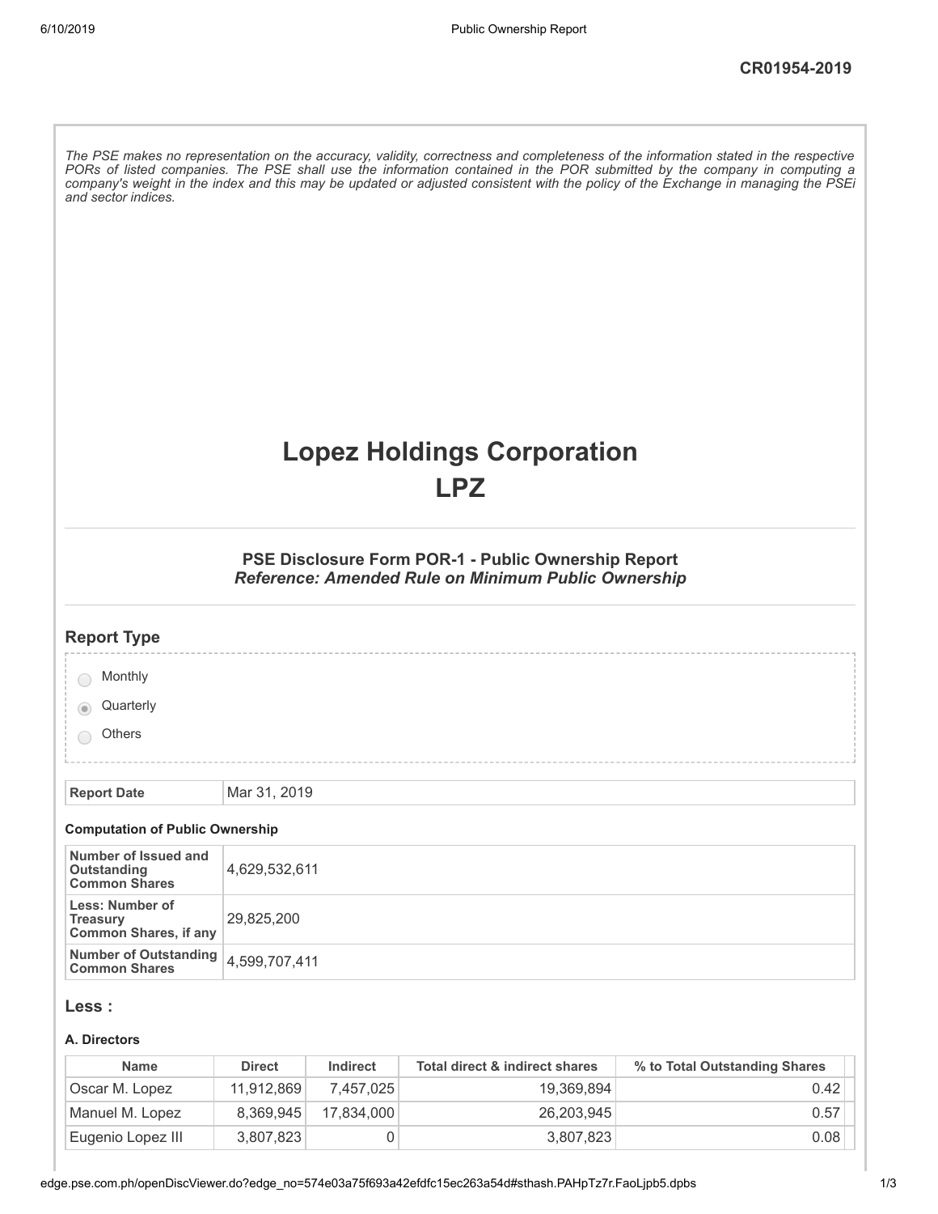CR01954-2019

*The PSE makes no representation on the accuracy, validity, correctness and completeness of the information stated in the respective PORs of listed companies. The PSE shall use the information contained in the POR submitted by the company in computing a company's weight in the index and this may be updated or adjusted consistent with the policy of the Exchange in managing the PSEi and sector indices.*

# Lopez Holdings Corporation
# LPZ

### PSE Disclosure Form POR-1 - Public Ownership Report
### *Reference: Amended Rule on Minimum Public Ownership*

## Report Type

- ○ Monthly
- ◉ Quarterly
- ○ Others

| Report Date | Mar 31, 2019 |
|---|---|

#### Computation of Public Ownership

| Number of Issued and Outstanding Common Shares | 4,629,532,611 |
|---|---|
| Less: Number of Treasury Common Shares, if any | 29,825,200 |
| Number of Outstanding Common Shares | 4,599,707,411 |

## Less :

#### A. Directors

| Name | Direct | Indirect | Total direct & indirect shares | % to Total Outstanding Shares |
|---|---|---|---|---|
| Oscar M. Lopez | 11,912,869 | 7,457,025 | 19,369,894 | 0.42 |
| Manuel M. Lopez | 8,369,945 | 17,834,000 | 26,203,945 | 0.57 |
| Eugenio Lopez III | 3,807,823 | 0 | 3,807,823 | 0.08 |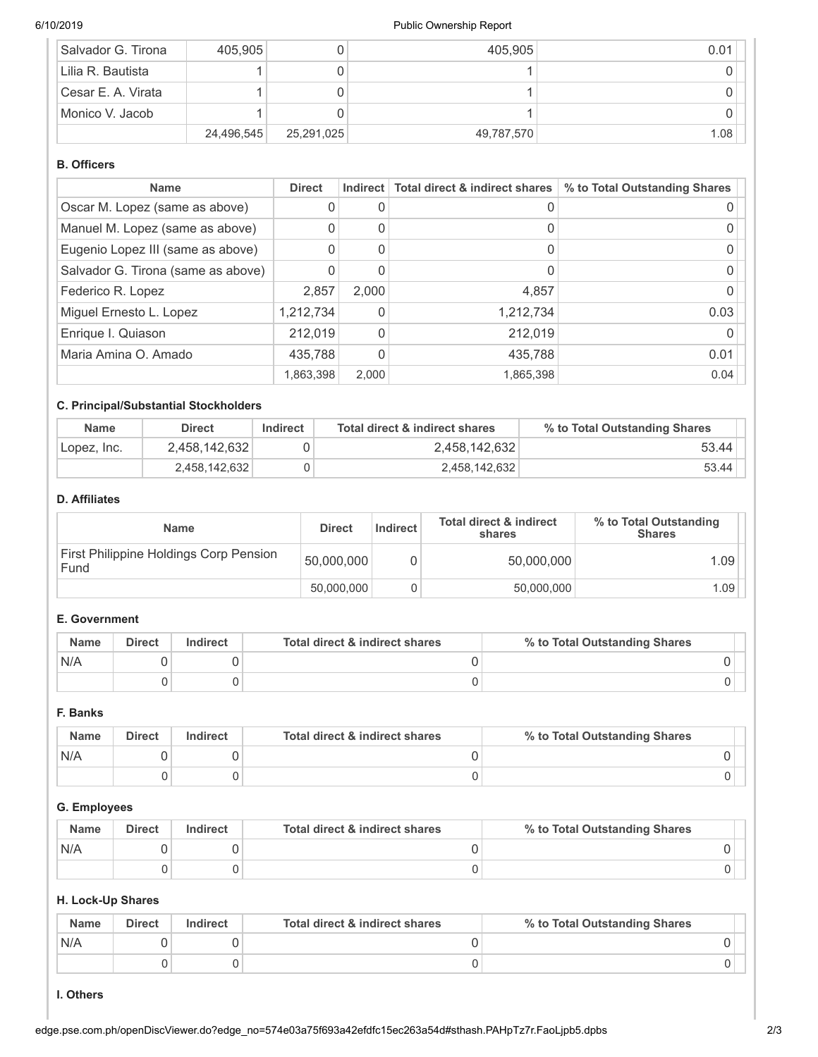| Salvador G. Tirona | 405,905 | 0 | 405,905 | 0.01 |
|---|---|---|---|---|
| Lilia R. Bautista | 1 | 0 | 1 | 0 |
| Cesar E. A. Virata | 1 | 0 | 1 | 0 |
| Monico V. Jacob | 1 | 0 | 1 | 0 |
| | 24,496,545 | 25,291,025 | 49,787,570 | 1.08 |

**B. Officers**

| Name | Direct | Indirect | Total direct & indirect shares | % to Total Outstanding Shares |
|---|---|---|---|---|
| Oscar M. Lopez (same as above) | 0 | 0 | 0 | 0 |
| Manuel M. Lopez (same as above) | 0 | 0 | 0 | 0 |
| Eugenio Lopez III (same as above) | 0 | 0 | 0 | 0 |
| Salvador G. Tirona (same as above) | 0 | 0 | 0 | 0 |
| Federico R. Lopez | 2,857 | 2,000 | 4,857 | 0 |
| Miguel Ernesto L. Lopez | 1,212,734 | 0 | 1,212,734 | 0.03 |
| Enrique I. Quiason | 212,019 | 0 | 212,019 | 0 |
| Maria Amina O. Amado | 435,788 | 0 | 435,788 | 0.01 |
| | 1,863,398 | 2,000 | 1,865,398 | 0.04 |

**C. Principal/Substantial Stockholders**

| Name | Direct | Indirect | Total direct & indirect shares | % to Total Outstanding Shares |
|---|---|---|---|---|
| Lopez, Inc. | 2,458,142,632 | 0 | 2,458,142,632 | 53.44 |
| | 2,458,142,632 | 0 | 2,458,142,632 | 53.44 |

**D. Affiliates**

| Name | Direct | Indirect | Total direct & indirect shares | % to Total Outstanding Shares |
|---|---|---|---|---|
| First Philippine Holdings Corp Pension Fund | 50,000,000 | 0 | 50,000,000 | 1.09 |
| | 50,000,000 | 0 | 50,000,000 | 1.09 |

**E. Government**

| Name | Direct | Indirect | Total direct & indirect shares | % to Total Outstanding Shares |
|---|---|---|---|---|
| N/A | 0 | 0 | 0 | 0 |
| | 0 | 0 | 0 | 0 |

**F. Banks**

| Name | Direct | Indirect | Total direct & indirect shares | % to Total Outstanding Shares |
|---|---|---|---|---|
| N/A | 0 | 0 | 0 | 0 |
| | 0 | 0 | 0 | 0 |

**G. Employees**

| Name | Direct | Indirect | Total direct & indirect shares | % to Total Outstanding Shares |
|---|---|---|---|---|
| N/A | 0 | 0 | 0 | 0 |
| | 0 | 0 | 0 | 0 |

**H. Lock-Up Shares**

| Name | Direct | Indirect | Total direct & indirect shares | % to Total Outstanding Shares |
|---|---|---|---|---|
| N/A | 0 | 0 | 0 | 0 |
| | 0 | 0 | 0 | 0 |

**I. Others**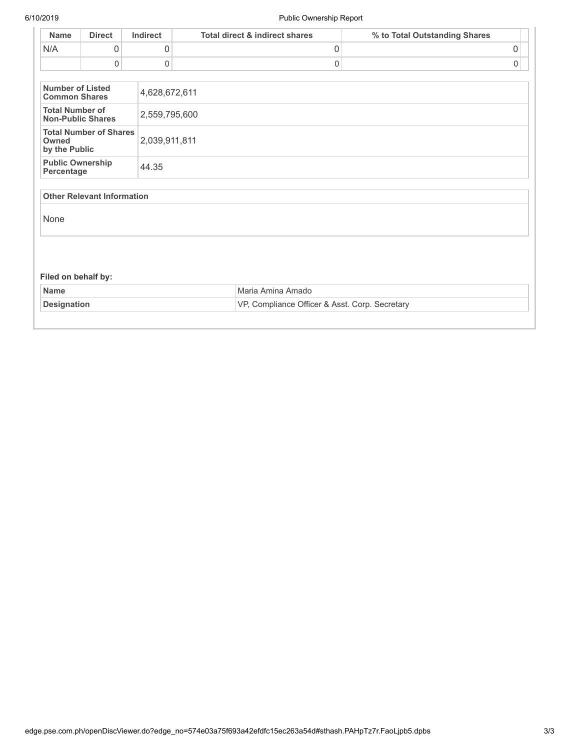| Name | Direct | Indirect | Total direct & indirect shares | % to Total Outstanding Shares |
|---|---|---|---|---|
| N/A | 0 | 0 | 0 | 0 |
| | 0 | 0 | 0 | 0 |

| | |
|---|---|
| **Number of Listed Common Shares** | 4,628,672,611 |
| **Total Number of Non-Public Shares** | 2,559,795,600 |
| **Total Number of Shares Owned by the Public** | 2,039,911,811 |
| **Public Ownership Percentage** | 44.35 |

**Other Relevant Information**

None

**Filed on behalf by:**

| | |
|---|---|
| **Name** | Maria Amina Amado |
| **Designation** | VP, Compliance Officer & Asst. Corp. Secretary |